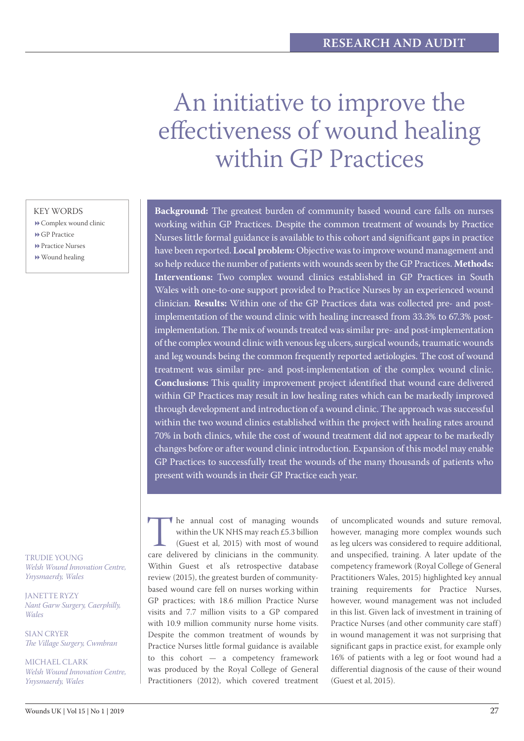# An initiative to improve the effectiveness of wound healing within GP Practices

KEY WORDS

- Complex wound clinic
- GP Practice
- Practice Nurses
- Wound healing

**Background:** The greatest burden of community based wound care falls on nurses working within GP Practices. Despite the common treatment of wounds by Practice Nurses little formal guidance is available to this cohort and significant gaps in practice have been reported. **Local problem:** Objective was to improve wound management and so help reduce the number of patients with wounds seen by the GP Practices. **Methods: Interventions:** Two complex wound clinics established in GP Practices in South Wales with one-to-one support provided to Practice Nurses by an experienced wound clinician. **Results:** Within one of the GP Practices data was collected pre- and post-implementation of the wound clinic with healing increased from 33.3% to 67.3% post-implementation. The mix of wounds treated was similar pre- and post-implementation of the complex wound clinic with venous leg ulcers, surgical wounds, traumatic wounds and leg wounds being the common frequently reported aetiologies. The cost of wound treatment was similar pre- and post-implementation of the complex wound clinic. **Conclusions:** This quality improvement project identified that wound care delivered within GP Practices may result in low healing rates which can be markedly improved through development and introduction of a wound clinic. The approach was successful within the two wound clinics established within the project with healing rates around 70% in both clinics, while the cost of wound treatment did not appear to be markedly changes before or after wound clinic introduction. Expansion of this model may enable GP Practices to successfully treat the wounds of the many thousands of patients who present with wounds in their GP Practice each year.

TRUDIE YOUNG
*Welsh Wound Innovation Centre, Ynysmaerdy, Wales*

JANETTE RYZY
*Nant Garw Surgery, Caerphilly, Wales*

SIAN CRYER
*The Village Surgery, Cwmbran*

MICHAEL CLARK
*Welsh Wound Innovation Centre, Ynysmaerdy, Wales*

The annual cost of managing wounds within the UK NHS may reach £5.3 billion (Guest et al, 2015) with most of wound care delivered by clinicians in the community. Within Guest et al's retrospective database review (2015), the greatest burden of community-based wound care fell on nurses working within GP practices; with 18.6 million Practice Nurse visits and 7.7 million visits to a GP compared with 10.9 million community nurse home visits. Despite the common treatment of wounds by Practice Nurses little formal guidance is available to this cohort — a competency framework was produced by the Royal College of General Practitioners (2012), which covered treatment of uncomplicated wounds and suture removal, however, managing more complex wounds such as leg ulcers was considered to require additional, and unspecified, training. A later update of the competency framework (Royal College of General Practitioners Wales, 2015) highlighted key annual training requirements for Practice Nurses, however, wound management was not included in this list. Given lack of investment in training of Practice Nurses (and other community care staff) in wound management it was not surprising that significant gaps in practice exist, for example only 16% of patients with a leg or foot wound had a differential diagnosis of the cause of their wound (Guest et al, 2015).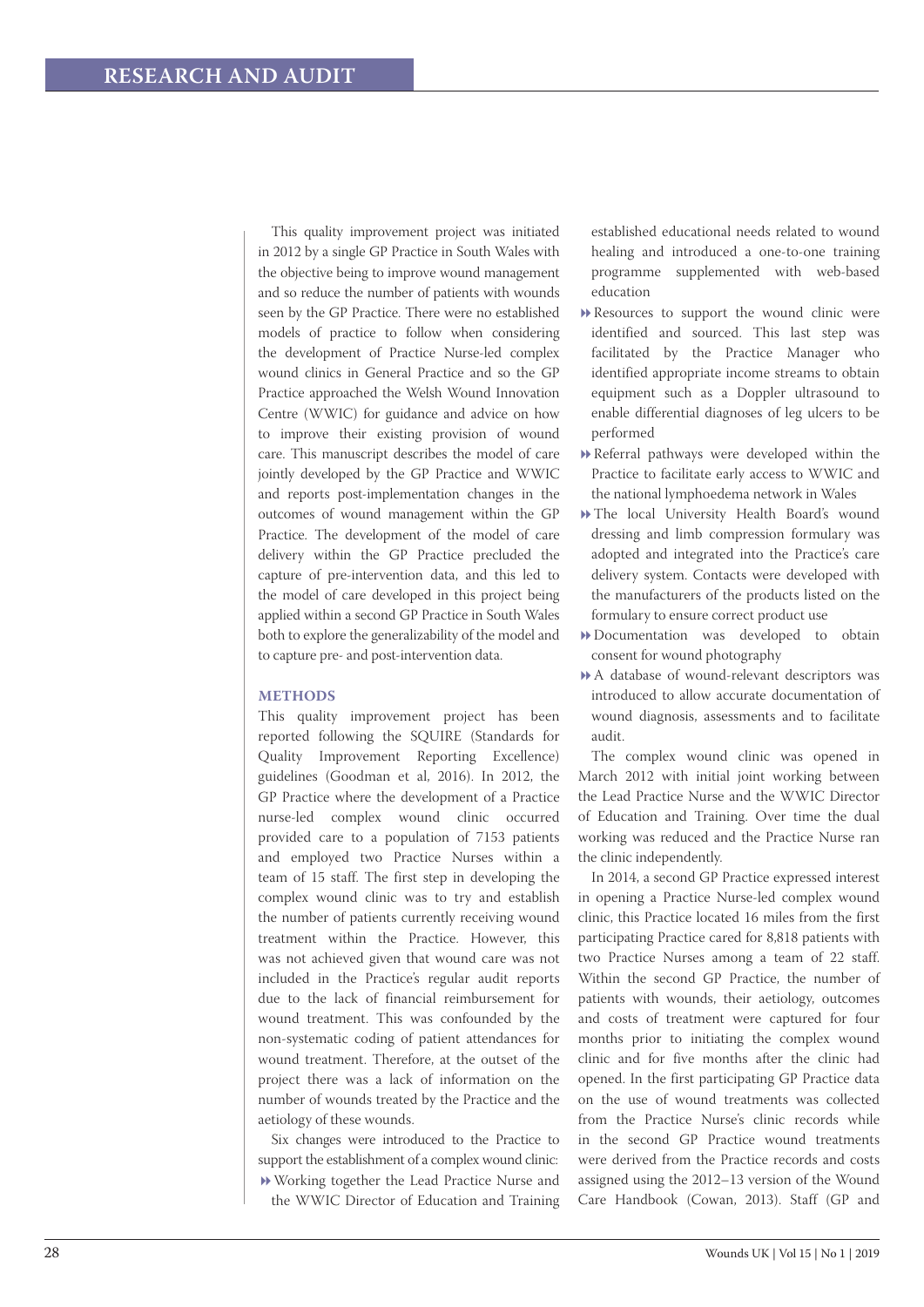This quality improvement project was initiated in 2012 by a single GP Practice in South Wales with the objective being to improve wound management and so reduce the number of patients with wounds seen by the GP Practice. There were no established models of practice to follow when considering the development of Practice Nurse-led complex wound clinics in General Practice and so the GP Practice approached the Welsh Wound Innovation Centre (WWIC) for guidance and advice on how to improve their existing provision of wound care. This manuscript describes the model of care jointly developed by the GP Practice and WWIC and reports post-implementation changes in the outcomes of wound management within the GP Practice. The development of the model of care delivery within the GP Practice precluded the capture of pre-intervention data, and this led to the model of care developed in this project being applied within a second GP Practice in South Wales both to explore the generalizability of the model and to capture pre- and post-intervention data.

## METHODS

This quality improvement project has been reported following the SQUIRE (Standards for Quality Improvement Reporting Excellence) guidelines (Goodman et al, 2016). In 2012, the GP Practice where the development of a Practice nurse-led complex wound clinic occurred provided care to a population of 7153 patients and employed two Practice Nurses within a team of 15 staff. The first step in developing the complex wound clinic was to try and establish the number of patients currently receiving wound treatment within the Practice. However, this was not achieved given that wound care was not included in the Practice's regular audit reports due to the lack of financial reimbursement for wound treatment. This was confounded by the non-systematic coding of patient attendances for wound treatment. Therefore, at the outset of the project there was a lack of information on the number of wounds treated by the Practice and the aetiology of these wounds.

Six changes were introduced to the Practice to support the establishment of a complex wound clinic:

- Working together the Lead Practice Nurse and the WWIC Director of Education and Training established educational needs related to wound healing and introduced a one-to-one training programme supplemented with web-based education
- Resources to support the wound clinic were identified and sourced. This last step was facilitated by the Practice Manager who identified appropriate income streams to obtain equipment such as a Doppler ultrasound to enable differential diagnoses of leg ulcers to be performed
- Referral pathways were developed within the Practice to facilitate early access to WWIC and the national lymphoedema network in Wales
- The local University Health Board's wound dressing and limb compression formulary was adopted and integrated into the Practice's care delivery system. Contacts were developed with the manufacturers of the products listed on the formulary to ensure correct product use
- Documentation was developed to obtain consent for wound photography
- A database of wound-relevant descriptors was introduced to allow accurate documentation of wound diagnosis, assessments and to facilitate audit.

The complex wound clinic was opened in March 2012 with initial joint working between the Lead Practice Nurse and the WWIC Director of Education and Training. Over time the dual working was reduced and the Practice Nurse ran the clinic independently.

In 2014, a second GP Practice expressed interest in opening a Practice Nurse-led complex wound clinic, this Practice located 16 miles from the first participating Practice cared for 8,818 patients with two Practice Nurses among a team of 22 staff. Within the second GP Practice, the number of patients with wounds, their aetiology, outcomes and costs of treatment were captured for four months prior to initiating the complex wound clinic and for five months after the clinic had opened. In the first participating GP Practice data on the use of wound treatments was collected from the Practice Nurse's clinic records while in the second GP Practice wound treatments were derived from the Practice records and costs assigned using the 2012–13 version of the Wound Care Handbook (Cowan, 2013). Staff (GP and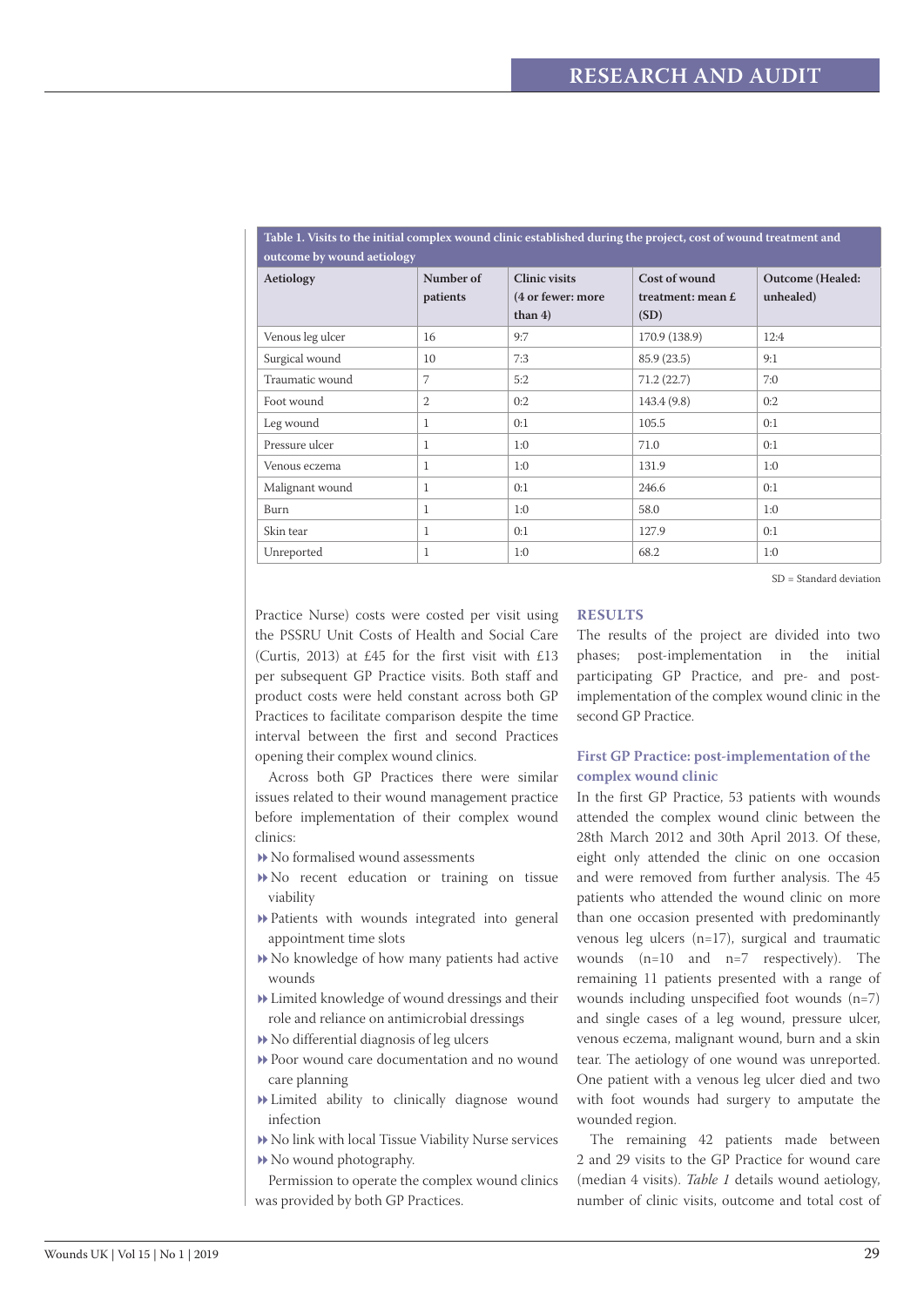**Table 1. Visits to the initial complex wound clinic established during the project, cost of wound treatment and outcome by wound aetiology**

| Aetiology | Number of patients | Clinic visits (4 or fewer: more than 4) | Cost of wound treatment: mean £ (SD) | Outcome (Healed: unhealed) |
|---|---|---|---|---|
| Venous leg ulcer | 16 | 9:7 | 170.9 (138.9) | 12:4 |
| Surgical wound | 10 | 7:3 | 85.9 (23.5) | 9:1 |
| Traumatic wound | 7 | 5:2 | 71.2 (22.7) | 7:0 |
| Foot wound | 2 | 0:2 | 143.4 (9.8) | 0:2 |
| Leg wound | 1 | 0:1 | 105.5 | 0:1 |
| Pressure ulcer | 1 | 1:0 | 71.0 | 0:1 |
| Venous eczema | 1 | 1:0 | 131.9 | 1:0 |
| Malignant wound | 1 | 0:1 | 246.6 | 0:1 |
| Burn | 1 | 1:0 | 58.0 | 1:0 |
| Skin tear | 1 | 0:1 | 127.9 | 0:1 |
| Unreported | 1 | 1:0 | 68.2 | 1:0 |

SD = Standard deviation

Practice Nurse) costs were costed per visit using the PSSRU Unit Costs of Health and Social Care (Curtis, 2013) at £45 for the first visit with £13 per subsequent GP Practice visits. Both staff and product costs were held constant across both GP Practices to facilitate comparison despite the time interval between the first and second Practices opening their complex wound clinics.

Across both GP Practices there were similar issues related to their wound management practice before implementation of their complex wound clinics:

- No formalised wound assessments
- No recent education or training on tissue viability
- Patients with wounds integrated into general appointment time slots
- No knowledge of how many patients had active wounds
- Limited knowledge of wound dressings and their role and reliance on antimicrobial dressings
- No differential diagnosis of leg ulcers
- Poor wound care documentation and no wound care planning
- Limited ability to clinically diagnose wound infection
- No link with local Tissue Viability Nurse services
- No wound photography.

Permission to operate the complex wound clinics was provided by both GP Practices.

## RESULTS

The results of the project are divided into two phases; post-implementation in the initial participating GP Practice, and pre- and post-implementation of the complex wound clinic in the second GP Practice.

### First GP Practice: post-implementation of the complex wound clinic

In the first GP Practice, 53 patients with wounds attended the complex wound clinic between the 28th March 2012 and 30th April 2013. Of these, eight only attended the clinic on one occasion and were removed from further analysis. The 45 patients who attended the wound clinic on more than one occasion presented with predominantly venous leg ulcers (n=17), surgical and traumatic wounds (n=10 and n=7 respectively). The remaining 11 patients presented with a range of wounds including unspecified foot wounds (n=7) and single cases of a leg wound, pressure ulcer, venous eczema, malignant wound, burn and a skin tear. The aetiology of one wound was unreported. One patient with a venous leg ulcer died and two with foot wounds had surgery to amputate the wounded region.

The remaining 42 patients made between 2 and 29 visits to the GP Practice for wound care (median 4 visits). *Table 1* details wound aetiology, number of clinic visits, outcome and total cost of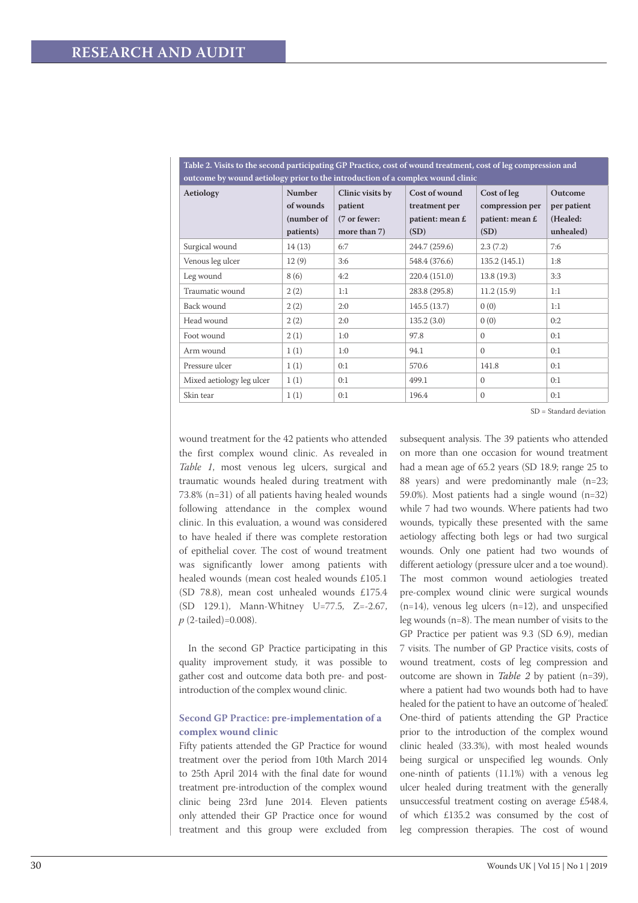Table 2. Visits to the second participating GP Practice, cost of wound treatment, cost of leg compression and outcome by wound aetiology prior to the introduction of a complex wound clinic

| Aetiology | Number of wounds (number of patients) | Clinic visits by patient (7 or fewer: more than 7) | Cost of wound treatment per patient: mean £ (SD) | Cost of leg compression per patient: mean £ (SD) | Outcome per patient (Healed: unhealed) |
|---|---|---|---|---|---|
| Surgical wound | 14 (13) | 6:7 | 244.7 (259.6) | 2.3 (7.2) | 7:6 |
| Venous leg ulcer | 12 (9) | 3:6 | 548.4 (376.6) | 135.2 (145.1) | 1:8 |
| Leg wound | 8 (6) | 4:2 | 220.4 (151.0) | 13.8 (19.3) | 3:3 |
| Traumatic wound | 2 (2) | 1:1 | 283.8 (295.8) | 11.2 (15.9) | 1:1 |
| Back wound | 2 (2) | 2:0 | 145.5 (13.7) | 0 (0) | 1:1 |
| Head wound | 2 (2) | 2:0 | 135.2 (3.0) | 0 (0) | 0:2 |
| Foot wound | 2 (1) | 1:0 | 97.8 | 0 | 0:1 |
| Arm wound | 1 (1) | 1:0 | 94.1 | 0 | 0:1 |
| Pressure ulcer | 1 (1) | 0:1 | 570.6 | 141.8 | 0:1 |
| Mixed aetiology leg ulcer | 1 (1) | 0:1 | 499.1 | 0 | 0:1 |
| Skin tear | 1 (1) | 0:1 | 196.4 | 0 | 0:1 |

SD = Standard deviation

wound treatment for the 42 patients who attended the first complex wound clinic. As revealed in *Table 1*, most venous leg ulcers, surgical and traumatic wounds healed during treatment with 73.8% (n=31) of all patients having healed wounds following attendance in the complex wound clinic. In this evaluation, a wound was considered to have healed if there was complete restoration of epithelial cover. The cost of wound treatment was significantly lower among patients with healed wounds (mean cost healed wounds £105.1 (SD 78.8), mean cost unhealed wounds £175.4 (SD 129.1), Mann-Whitney U=77.5, Z=-2.67, $p$ (2-tailed)=0.008).

In the second GP Practice participating in this quality improvement study, it was possible to gather cost and outcome data both pre- and post-introduction of the complex wound clinic.

## Second GP Practice: pre-implementation of a complex wound clinic

Fifty patients attended the GP Practice for wound treatment over the period from 10th March 2014 to 25th April 2014 with the final date for wound treatment pre-introduction of the complex wound clinic being 23rd June 2014. Eleven patients only attended their GP Practice once for wound treatment and this group were excluded from subsequent analysis. The 39 patients who attended on more than one occasion for wound treatment had a mean age of 65.2 years (SD 18.9; range 25 to 88 years) and were predominantly male (n=23; 59.0%). Most patients had a single wound (n=32) while 7 had two wounds. Where patients had two wounds, typically these presented with the same aetiology affecting both legs or had two surgical wounds. Only one patient had two wounds of different aetiology (pressure ulcer and a toe wound). The most common wound aetiologies treated pre-complex wound clinic were surgical wounds (n=14), venous leg ulcers (n=12), and unspecified leg wounds (n=8). The mean number of visits to the GP Practice per patient was 9.3 (SD 6.9), median 7 visits. The number of GP Practice visits, costs of wound treatment, costs of leg compression and outcome are shown in *Table 2* by patient (n=39), where a patient had two wounds both had to have healed for the patient to have an outcome of 'healed'. One-third of patients attending the GP Practice prior to the introduction of the complex wound clinic healed (33.3%), with most healed wounds being surgical or unspecified leg wounds. Only one-ninth of patients (11.1%) with a venous leg ulcer healed during treatment with the generally unsuccessful treatment costing on average £548.4, of which £135.2 was consumed by the cost of leg compression therapies. The cost of wound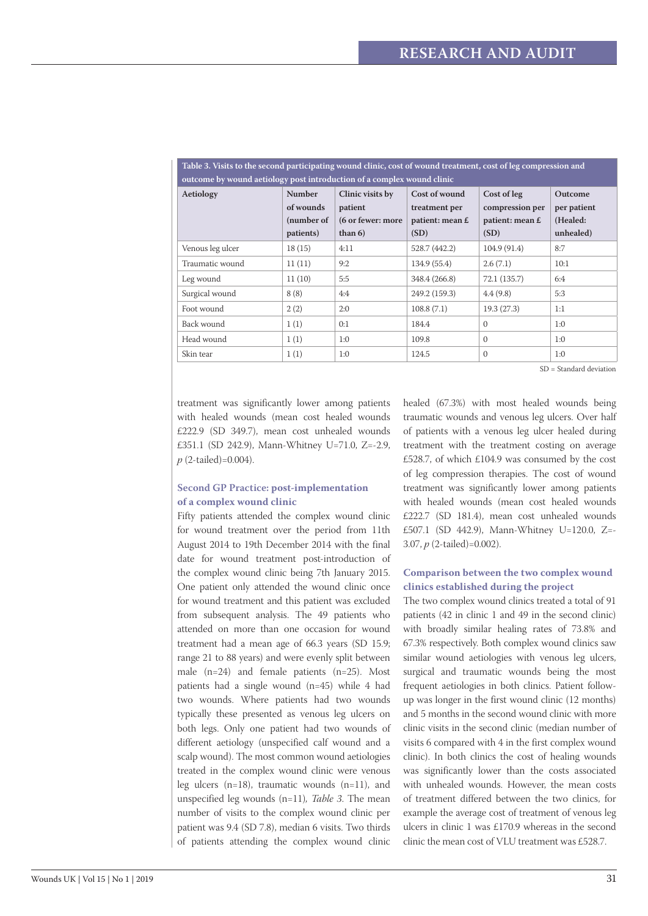Table 3. Visits to the second participating wound clinic, cost of wound treatment, cost of leg compression and outcome by wound aetiology post introduction of a complex wound clinic

| Aetiology | Number of wounds (number of patients) | Clinic visits by patient (6 or fewer: more than 6) | Cost of wound treatment per patient: mean £ (SD) | Cost of leg compression per patient: mean £ (SD) | Outcome per patient (Healed: unhealed) |
|---|---|---|---|---|---|
| Venous leg ulcer | 18 (15) | 4:11 | 528.7 (442.2) | 104.9 (91.4) | 8:7 |
| Traumatic wound | 11 (11) | 9:2 | 134.9 (55.4) | 2.6 (7.1) | 10:1 |
| Leg wound | 11 (10) | 5:5 | 348.4 (266.8) | 72.1 (135.7) | 6:4 |
| Surgical wound | 8 (8) | 4:4 | 249.2 (159.3) | 4.4 (9.8) | 5:3 |
| Foot wound | 2 (2) | 2:0 | 108.8 (7.1) | 19.3 (27.3) | 1:1 |
| Back wound | 1 (1) | 0:1 | 184.4 | 0 | 1:0 |
| Head wound | 1 (1) | 1:0 | 109.8 | 0 | 1:0 |
| Skin tear | 1 (1) | 1:0 | 124.5 | 0 | 1:0 |

SD = Standard deviation

treatment was significantly lower among patients with healed wounds (mean cost healed wounds £222.9 (SD 349.7), mean cost unhealed wounds £351.1 (SD 242.9), Mann-Whitney U=71.0, Z=-2.9, *p* (2-tailed)=0.004).

### Second GP Practice: post-implementation of a complex wound clinic

Fifty patients attended the complex wound clinic for wound treatment over the period from 11th August 2014 to 19th December 2014 with the final date for wound treatment post-introduction of the complex wound clinic being 7th January 2015. One patient only attended the wound clinic once for wound treatment and this patient was excluded from subsequent analysis. The 49 patients who attended on more than one occasion for wound treatment had a mean age of 66.3 years (SD 15.9; range 21 to 88 years) and were evenly split between male (n=24) and female patients (n=25). Most patients had a single wound (n=45) while 4 had two wounds. Where patients had two wounds typically these presented as venous leg ulcers on both legs. Only one patient had two wounds of different aetiology (unspecified calf wound and a scalp wound). The most common wound aetiologies treated in the complex wound clinic were venous leg ulcers (n=18), traumatic wounds (n=11), and unspecified leg wounds (n=11), *Table 3*. The mean number of visits to the complex wound clinic per patient was 9.4 (SD 7.8), median 6 visits. Two thirds of patients attending the complex wound clinic healed (67.3%) with most healed wounds being traumatic wounds and venous leg ulcers. Over half of patients with a venous leg ulcer healed during treatment with the treatment costing on average £528.7, of which £104.9 was consumed by the cost of leg compression therapies. The cost of wound treatment was significantly lower among patients with healed wounds (mean cost healed wounds £222.7 (SD 181.4), mean cost unhealed wounds £507.1 (SD 442.9), Mann-Whitney U=120.0, Z=-3.07, *p* (2-tailed)=0.002).

### Comparison between the two complex wound clinics established during the project

The two complex wound clinics treated a total of 91 patients (42 in clinic 1 and 49 in the second clinic) with broadly similar healing rates of 73.8% and 67.3% respectively. Both complex wound clinics saw similar wound aetiologies with venous leg ulcers, surgical and traumatic wounds being the most frequent aetiologies in both clinics. Patient follow-up was longer in the first wound clinic (12 months) and 5 months in the second wound clinic with more clinic visits in the second clinic (median number of visits 6 compared with 4 in the first complex wound clinic). In both clinics the cost of healing wounds was significantly lower than the costs associated with unhealed wounds. However, the mean costs of treatment differed between the two clinics, for example the average cost of treatment of venous leg ulcers in clinic 1 was £170.9 whereas in the second clinic the mean cost of VLU treatment was £528.7.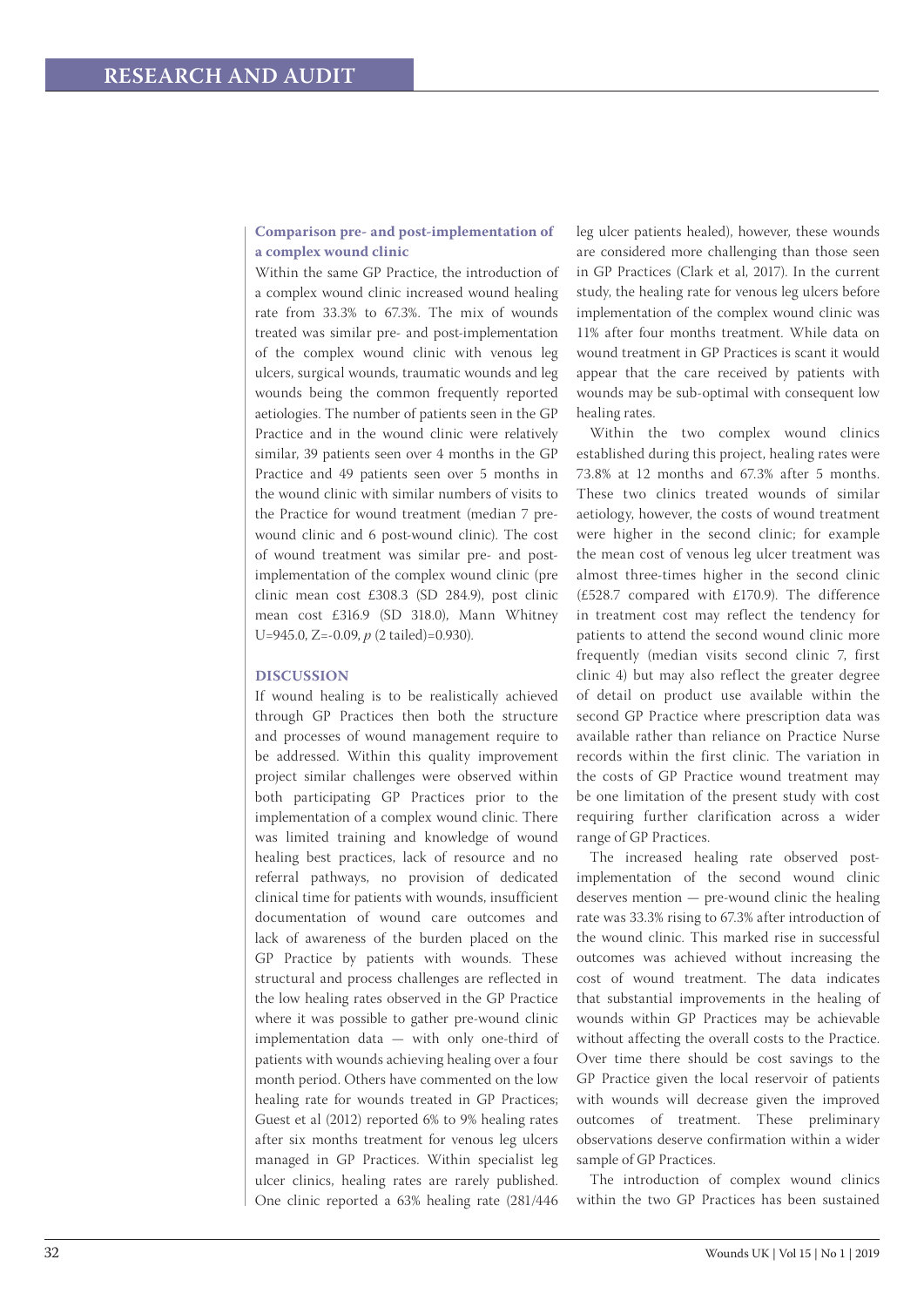### Comparison pre- and post-implementation of a complex wound clinic

Within the same GP Practice, the introduction of a complex wound clinic increased wound healing rate from 33.3% to 67.3%. The mix of wounds treated was similar pre- and post-implementation of the complex wound clinic with venous leg ulcers, surgical wounds, traumatic wounds and leg wounds being the common frequently reported aetiologies. The number of patients seen in the GP Practice and in the wound clinic were relatively similar, 39 patients seen over 4 months in the GP Practice and 49 patients seen over 5 months in the wound clinic with similar numbers of visits to the Practice for wound treatment (median 7 pre-wound clinic and 6 post-wound clinic). The cost of wound treatment was similar pre- and post-implementation of the complex wound clinic (pre clinic mean cost £308.3 (SD 284.9), post clinic mean cost £316.9 (SD 318.0), Mann Whitney U=945.0, Z=-0.09, *p* (2 tailed)=0.930).

## DISCUSSION

If wound healing is to be realistically achieved through GP Practices then both the structure and processes of wound management require to be addressed. Within this quality improvement project similar challenges were observed within both participating GP Practices prior to the implementation of a complex wound clinic. There was limited training and knowledge of wound healing best practices, lack of resource and no referral pathways, no provision of dedicated clinical time for patients with wounds, insufficient documentation of wound care outcomes and lack of awareness of the burden placed on the GP Practice by patients with wounds. These structural and process challenges are reflected in the low healing rates observed in the GP Practice where it was possible to gather pre-wound clinic implementation data — with only one-third of patients with wounds achieving healing over a four month period. Others have commented on the low healing rate for wounds treated in GP Practices; Guest et al (2012) reported 6% to 9% healing rates after six months treatment for venous leg ulcers managed in GP Practices. Within specialist leg ulcer clinics, healing rates are rarely published. One clinic reported a 63% healing rate (281/446 leg ulcer patients healed), however, these wounds are considered more challenging than those seen in GP Practices (Clark et al, 2017). In the current study, the healing rate for venous leg ulcers before implementation of the complex wound clinic was 11% after four months treatment. While data on wound treatment in GP Practices is scant it would appear that the care received by patients with wounds may be sub-optimal with consequent low healing rates.

Within the two complex wound clinics established during this project, healing rates were 73.8% at 12 months and 67.3% after 5 months. These two clinics treated wounds of similar aetiology, however, the costs of wound treatment were higher in the second clinic; for example the mean cost of venous leg ulcer treatment was almost three-times higher in the second clinic (£528.7 compared with £170.9). The difference in treatment cost may reflect the tendency for patients to attend the second wound clinic more frequently (median visits second clinic 7, first clinic 4) but may also reflect the greater degree of detail on product use available within the second GP Practice where prescription data was available rather than reliance on Practice Nurse records within the first clinic. The variation in the costs of GP Practice wound treatment may be one limitation of the present study with cost requiring further clarification across a wider range of GP Practices.

The increased healing rate observed post-implementation of the second wound clinic deserves mention — pre-wound clinic the healing rate was 33.3% rising to 67.3% after introduction of the wound clinic. This marked rise in successful outcomes was achieved without increasing the cost of wound treatment. The data indicates that substantial improvements in the healing of wounds within GP Practices may be achievable without affecting the overall costs to the Practice. Over time there should be cost savings to the GP Practice given the local reservoir of patients with wounds will decrease given the improved outcomes of treatment. These preliminary observations deserve confirmation within a wider sample of GP Practices.

The introduction of complex wound clinics within the two GP Practices has been sustained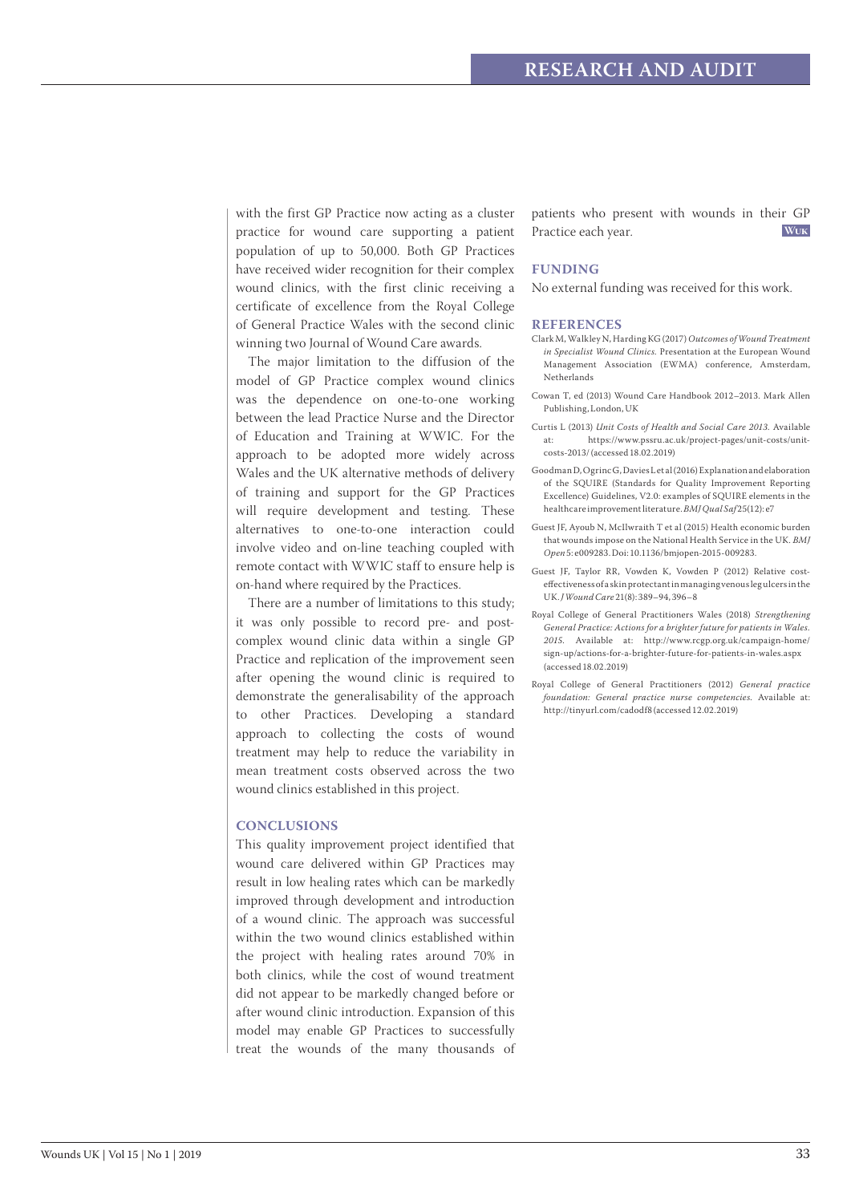with the first GP Practice now acting as a cluster practice for wound care supporting a patient population of up to 50,000. Both GP Practices have received wider recognition for their complex wound clinics, with the first clinic receiving a certificate of excellence from the Royal College of General Practice Wales with the second clinic winning two Journal of Wound Care awards.

The major limitation to the diffusion of the model of GP Practice complex wound clinics was the dependence on one-to-one working between the lead Practice Nurse and the Director of Education and Training at WWIC. For the approach to be adopted more widely across Wales and the UK alternative methods of delivery of training and support for the GP Practices will require development and testing. These alternatives to one-to-one interaction could involve video and on-line teaching coupled with remote contact with WWIC staff to ensure help is on-hand where required by the Practices.

There are a number of limitations to this study; it was only possible to record pre- and post-complex wound clinic data within a single GP Practice and replication of the improvement seen after opening the wound clinic is required to demonstrate the generalisability of the approach to other Practices. Developing a standard approach to collecting the costs of wound treatment may help to reduce the variability in mean treatment costs observed across the two wound clinics established in this project.

## CONCLUSIONS

This quality improvement project identified that wound care delivered within GP Practices may result in low healing rates which can be markedly improved through development and introduction of a wound clinic. The approach was successful within the two wound clinics established within the project with healing rates around 70% in both clinics, while the cost of wound treatment did not appear to be markedly changed before or after wound clinic introduction. Expansion of this model may enable GP Practices to successfully treat the wounds of the many thousands of patients who present with wounds in their GP Practice each year.

## FUNDING

No external funding was received for this work.

## REFERENCES

Clark M, Walkley N, Harding KG (2017) *Outcomes of Wound Treatment in Specialist Wound Clinics.* Presentation at the European Wound Management Association (EWMA) conference, Amsterdam, Netherlands

Cowan T, ed (2013) Wound Care Handbook 2012–2013. Mark Allen Publishing, London, UK

Curtis L (2013) *Unit Costs of Health and Social Care 2013.* Available at: https://www.pssru.ac.uk/project-pages/unit-costs/unit-costs-2013/ (accessed 18.02.2019)

Goodman D, Ogrinc G, Davies L et al (2016) Explanation and elaboration of the SQUIRE (Standards for Quality Improvement Reporting Excellence) Guidelines, V2.0: examples of SQUIRE elements in the healthcare improvement literature. *BMJ Qual Saf* 25(12): e7

Guest JF, Ayoub N, McIlwraith T et al (2015) Health economic burden that wounds impose on the National Health Service in the UK. *BMJ Open* 5: e009283. Doi: 10.1136/bmjopen-2015-009283.

Guest JF, Taylor RR, Vowden K, Vowden P (2012) Relative cost-effectiveness of a skin protectant in managing venous leg ulcers in the UK. *J Wound Care* 21(8): 389–94, 396–8

Royal College of General Practitioners Wales (2018) *Strengthening General Practice: Actions for a brighter future for patients in Wales. 2015.* Available at: http://www.rcgp.org.uk/campaign-home/sign-up/actions-for-a-brighter-future-for-patients-in-wales.aspx (accessed 18.02.2019)

Royal College of General Practitioners (2012) *General practice foundation: General practice nurse competencies.* Available at: http://tinyurl.com/cadodf8 (accessed 12.02.2019)